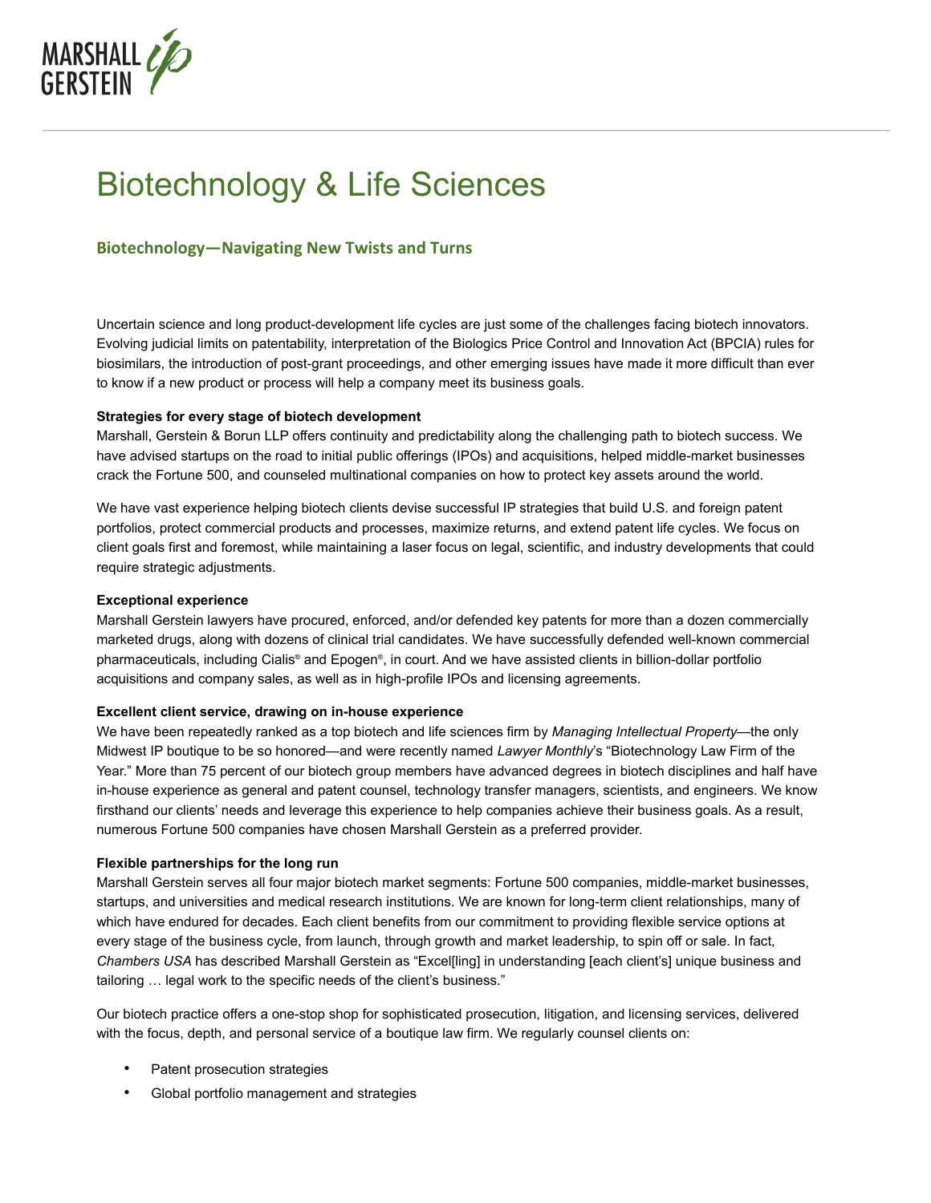# Biotechnology & Life Sciences

## Biotechnology—Navigating New Twists and Turns

Uncertain science and long product-development life cycles are just some of the challenges facing biotech innovators. Evolving judicial limits on patentability, interpretation of the Biologics Price Control and Innovation Act (BPCIA) rules for biosimilars, the introduction of post-grant proceedings, and other emerging issues have made it more difficult than ever to know if a new product or process will help a company meet its business goals.

**Strategies for every stage of biotech development**

Marshall, Gerstein & Borun LLP offers continuity and predictability along the challenging path to biotech success. We have advised startups on the road to initial public offerings (IPOs) and acquisitions, helped middle-market businesses crack the Fortune 500, and counseled multinational companies on how to protect key assets around the world.

We have vast experience helping biotech clients devise successful IP strategies that build U.S. and foreign patent portfolios, protect commercial products and processes, maximize returns, and extend patent life cycles. We focus on client goals first and foremost, while maintaining a laser focus on legal, scientific, and industry developments that could require strategic adjustments.

**Exceptional experience**

Marshall Gerstein lawyers have procured, enforced, and/or defended key patents for more than a dozen commercially marketed drugs, along with dozens of clinical trial candidates. We have successfully defended well-known commercial pharmaceuticals, including Cialis® and Epogen®, in court. And we have assisted clients in billion-dollar portfolio acquisitions and company sales, as well as in high-profile IPOs and licensing agreements.

**Excellent client service, drawing on in-house experience**

We have been repeatedly ranked as a top biotech and life sciences firm by *Managing Intellectual Property*—the only Midwest IP boutique to be so honored—and were recently named *Lawyer Monthly*'s "Biotechnology Law Firm of the Year." More than 75 percent of our biotech group members have advanced degrees in biotech disciplines and half have in-house experience as general and patent counsel, technology transfer managers, scientists, and engineers. We know firsthand our clients' needs and leverage this experience to help companies achieve their business goals. As a result, numerous Fortune 500 companies have chosen Marshall Gerstein as a preferred provider.

**Flexible partnerships for the long run**

Marshall Gerstein serves all four major biotech market segments: Fortune 500 companies, middle-market businesses, startups, and universities and medical research institutions. We are known for long-term client relationships, many of which have endured for decades. Each client benefits from our commitment to providing flexible service options at every stage of the business cycle, from launch, through growth and market leadership, to spin off or sale. In fact, *Chambers USA* has described Marshall Gerstein as "Excel[ling] in understanding [each client's] unique business and tailoring … legal work to the specific needs of the client's business."

Our biotech practice offers a one-stop shop for sophisticated prosecution, litigation, and licensing services, delivered with the focus, depth, and personal service of a boutique law firm. We regularly counsel clients on:

- Patent prosecution strategies
- Global portfolio management and strategies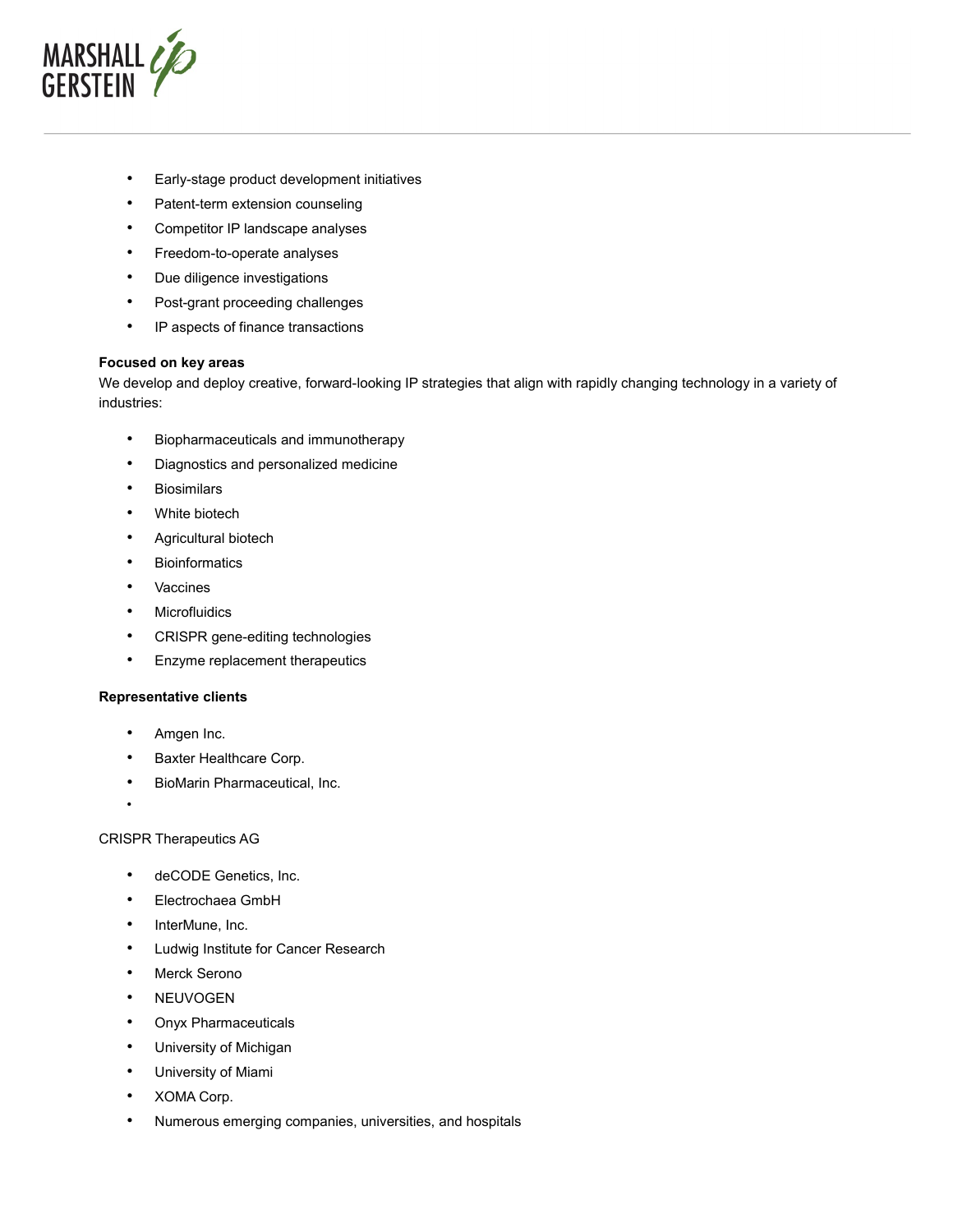- Early-stage product development initiatives
- Patent-term extension counseling
- Competitor IP landscape analyses
- Freedom-to-operate analyses
- Due diligence investigations
- Post-grant proceeding challenges
- IP aspects of finance transactions

**Focused on key areas**
We develop and deploy creative, forward-looking IP strategies that align with rapidly changing technology in a variety of industries:

- Biopharmaceuticals and immunotherapy
- Diagnostics and personalized medicine
- Biosimilars
- White biotech
- Agricultural biotech
- Bioinformatics
- Vaccines
- Microfluidics
- CRISPR gene-editing technologies
- Enzyme replacement therapeutics

**Representative clients**

- Amgen Inc.
- Baxter Healthcare Corp.
- BioMarin Pharmaceutical, Inc.
- 

CRISPR Therapeutics AG

- deCODE Genetics, Inc.
- Electrochaea GmbH
- InterMune, Inc.
- Ludwig Institute for Cancer Research
- Merck Serono
- NEUVOGEN
- Onyx Pharmaceuticals
- University of Michigan
- University of Miami
- XOMA Corp.
- Numerous emerging companies, universities, and hospitals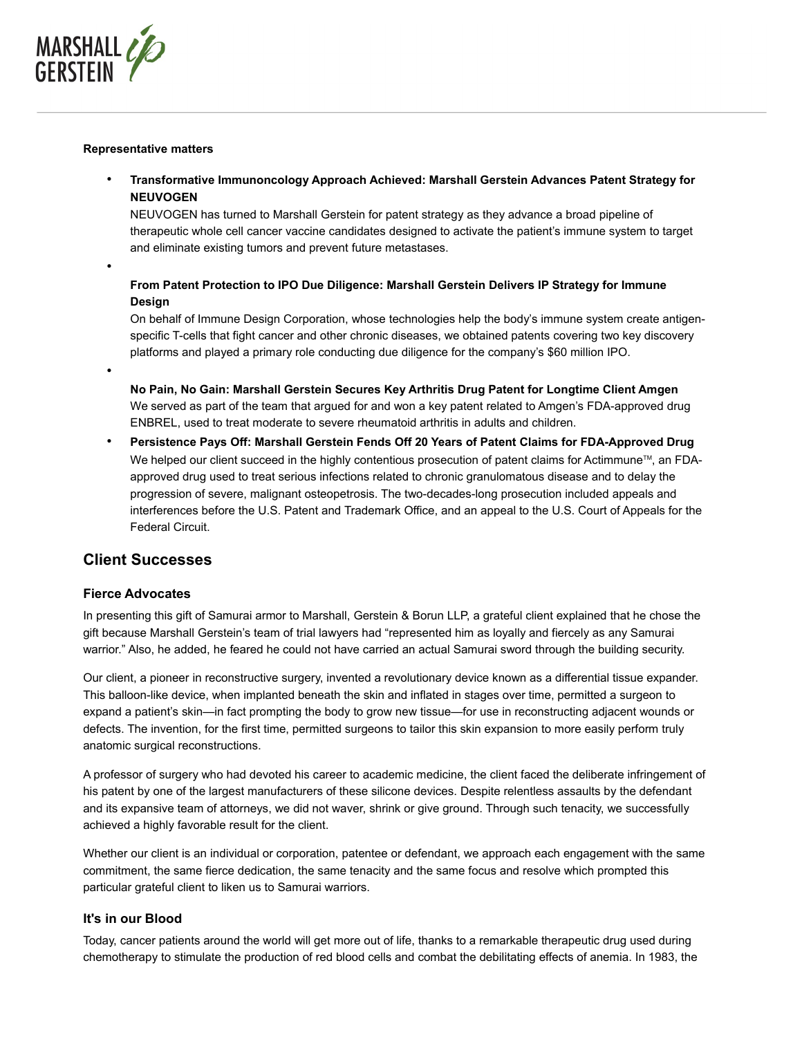**Representative matters**

- **Transformative Immunoncology Approach Achieved: Marshall Gerstein Advances Patent Strategy for NEUVOGEN**
  NEUVOGEN has turned to Marshall Gerstein for patent strategy as they advance a broad pipeline of therapeutic whole cell cancer vaccine candidates designed to activate the patient's immune system to target and eliminate existing tumors and prevent future metastases.

- **From Patent Protection to IPO Due Diligence: Marshall Gerstein Delivers IP Strategy for Immune Design**
  On behalf of Immune Design Corporation, whose technologies help the body's immune system create antigen-specific T-cells that fight cancer and other chronic diseases, we obtained patents covering two key discovery platforms and played a primary role conducting due diligence for the company's $60 million IPO.

- **No Pain, No Gain: Marshall Gerstein Secures Key Arthritis Drug Patent for Longtime Client Amgen**
  We served as part of the team that argued for and won a key patent related to Amgen's FDA-approved drug ENBREL, used to treat moderate to severe rheumatoid arthritis in adults and children.

- **Persistence Pays Off: Marshall Gerstein Fends Off 20 Years of Patent Claims for FDA-Approved Drug**
  We helped our client succeed in the highly contentious prosecution of patent claims for Actimmune™, an FDA-approved drug used to treat serious infections related to chronic granulomatous disease and to delay the progression of severe, malignant osteopetrosis. The two-decades-long prosecution included appeals and interferences before the U.S. Patent and Trademark Office, and an appeal to the U.S. Court of Appeals for the Federal Circuit.

## Client Successes

### Fierce Advocates

In presenting this gift of Samurai armor to Marshall, Gerstein & Borun LLP, a grateful client explained that he chose the gift because Marshall Gerstein's team of trial lawyers had "represented him as loyally and fiercely as any Samurai warrior." Also, he added, he feared he could not have carried an actual Samurai sword through the building security.

Our client, a pioneer in reconstructive surgery, invented a revolutionary device known as a differential tissue expander. This balloon-like device, when implanted beneath the skin and inflated in stages over time, permitted a surgeon to expand a patient's skin—in fact prompting the body to grow new tissue—for use in reconstructing adjacent wounds or defects. The invention, for the first time, permitted surgeons to tailor this skin expansion to more easily perform truly anatomic surgical reconstructions.

A professor of surgery who had devoted his career to academic medicine, the client faced the deliberate infringement of his patent by one of the largest manufacturers of these silicone devices. Despite relentless assaults by the defendant and its expansive team of attorneys, we did not waver, shrink or give ground. Through such tenacity, we successfully achieved a highly favorable result for the client.

Whether our client is an individual or corporation, patentee or defendant, we approach each engagement with the same commitment, the same fierce dedication, the same tenacity and the same focus and resolve which prompted this particular grateful client to liken us to Samurai warriors.

### It's in our Blood

Today, cancer patients around the world will get more out of life, thanks to a remarkable therapeutic drug used during chemotherapy to stimulate the production of red blood cells and combat the debilitating effects of anemia. In 1983, the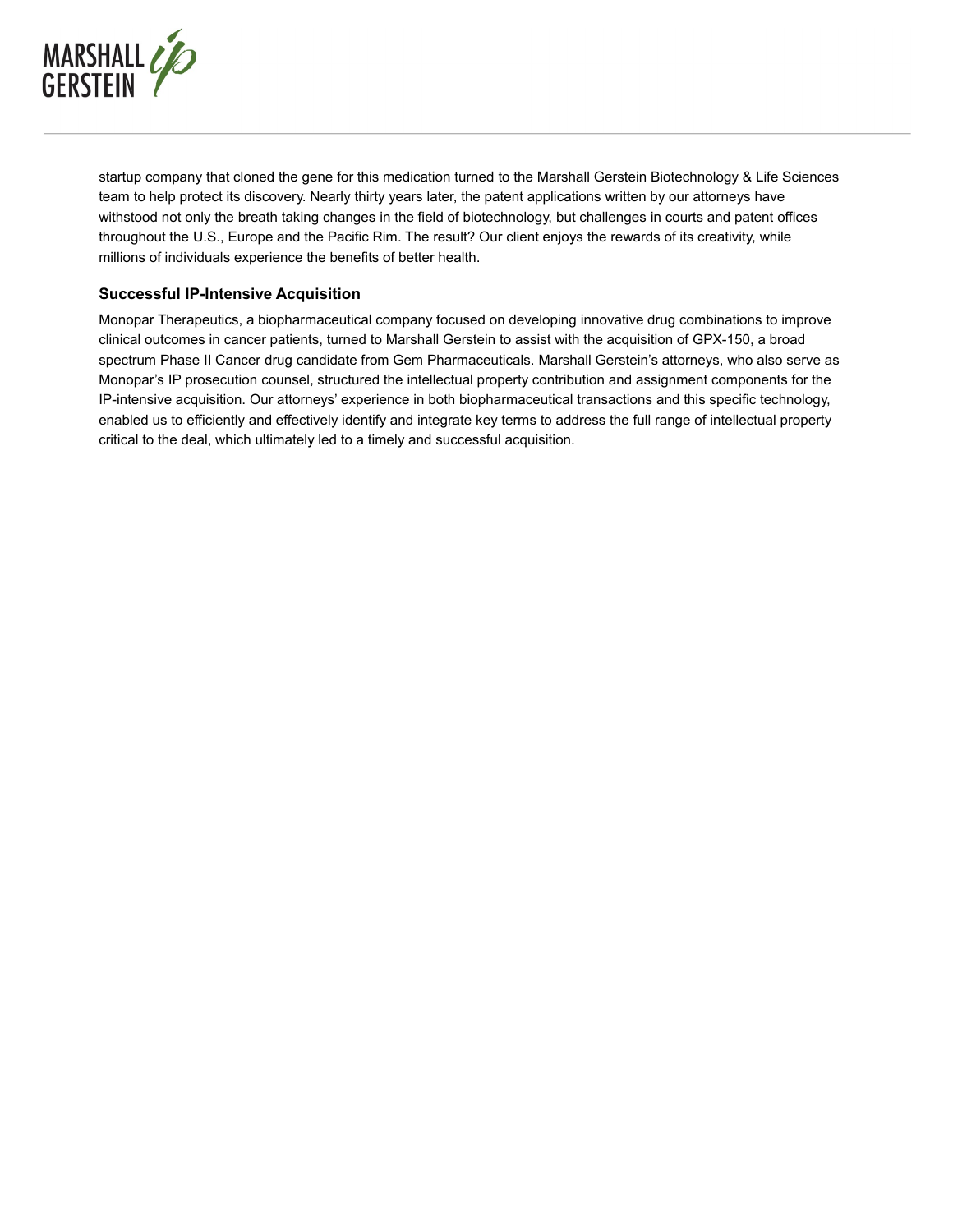startup company that cloned the gene for this medication turned to the Marshall Gerstein Biotechnology & Life Sciences team to help protect its discovery. Nearly thirty years later, the patent applications written by our attorneys have withstood not only the breath taking changes in the field of biotechnology, but challenges in courts and patent offices throughout the U.S., Europe and the Pacific Rim. The result? Our client enjoys the rewards of its creativity, while millions of individuals experience the benefits of better health.

### Successful IP-Intensive Acquisition

Monopar Therapeutics, a biopharmaceutical company focused on developing innovative drug combinations to improve clinical outcomes in cancer patients, turned to Marshall Gerstein to assist with the acquisition of GPX-150, a broad spectrum Phase II Cancer drug candidate from Gem Pharmaceuticals. Marshall Gerstein's attorneys, who also serve as Monopar's IP prosecution counsel, structured the intellectual property contribution and assignment components for the IP-intensive acquisition. Our attorneys' experience in both biopharmaceutical transactions and this specific technology, enabled us to efficiently and effectively identify and integrate key terms to address the full range of intellectual property critical to the deal, which ultimately led to a timely and successful acquisition.